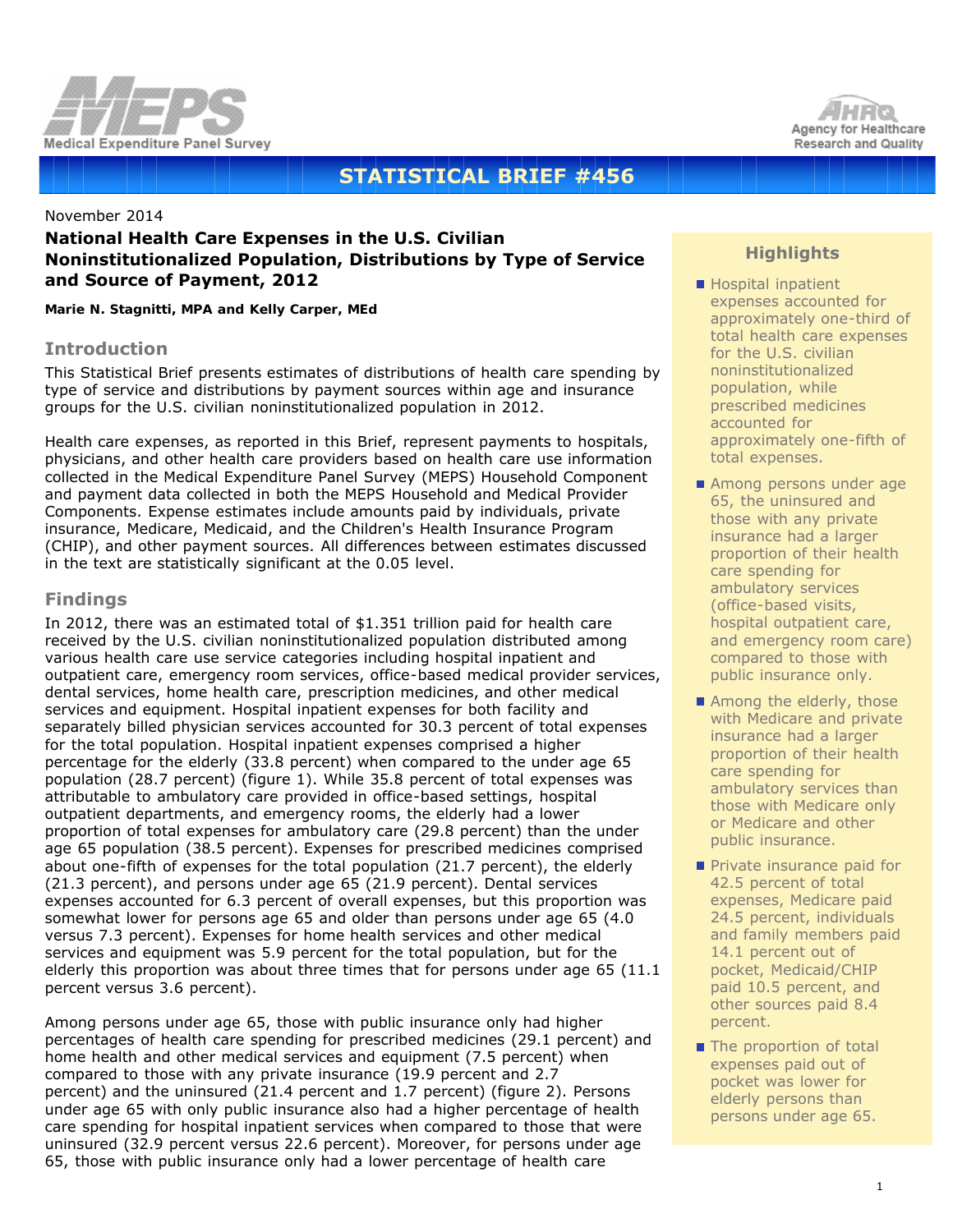**Medical Expenditure Panel Survey**

**Agency for Healthcare Research and Quality**

# STATISTICAL BRIEF #456

November 2014

## National Health Care Expenses in the U.S. Civilian Noninstitutionalized Population, Distributions by Type of Service and Source of Payment, 2012

**Marie N. Stagnitti, MPA and Kelly Carper, MEd**

### Introduction

This Statistical Brief presents estimates of distributions of health care spending by type of service and distributions by payment sources within age and insurance groups for the U.S. civilian noninstitutionalized population in 2012.

Health care expenses, as reported in this Brief, represent payments to hospitals, physicians, and other health care providers based on health care use information collected in the Medical Expenditure Panel Survey (MEPS) Household Component and payment data collected in both the MEPS Household and Medical Provider Components. Expense estimates include amounts paid by individuals, private insurance, Medicare, Medicaid, and the Children's Health Insurance Program (CHIP), and other payment sources. All differences between estimates discussed in the text are statistically significant at the 0.05 level.

### Findings

In 2012, there was an estimated total of $1.351 trillion paid for health care received by the U.S. civilian noninstitutionalized population distributed among various health care use service categories including hospital inpatient and outpatient care, emergency room services, office-based medical provider services, dental services, home health care, prescription medicines, and other medical services and equipment. Hospital inpatient expenses for both facility and separately billed physician services accounted for 30.3 percent of total expenses for the total population. Hospital inpatient expenses comprised a higher percentage for the elderly (33.8 percent) when compared to the under age 65 population (28.7 percent) (figure 1). While 35.8 percent of total expenses was attributable to ambulatory care provided in office-based settings, hospital outpatient departments, and emergency rooms, the elderly had a lower proportion of total expenses for ambulatory care (29.8 percent) than the under age 65 population (38.5 percent). Expenses for prescribed medicines comprised about one-fifth of expenses for the total population (21.7 percent), the elderly (21.3 percent), and persons under age 65 (21.9 percent). Dental services expenses accounted for 6.3 percent of overall expenses, but this proportion was somewhat lower for persons age 65 and older than persons under age 65 (4.0 versus 7.3 percent). Expenses for home health services and other medical services and equipment was 5.9 percent for the total population, but for the elderly this proportion was about three times that for persons under age 65 (11.1 percent versus 3.6 percent).

Among persons under age 65, those with public insurance only had higher percentages of health care spending for prescribed medicines (29.1 percent) and home health and other medical services and equipment (7.5 percent) when compared to those with any private insurance (19.9 percent and 2.7 percent) and the uninsured (21.4 percent and 1.7 percent) (figure 2). Persons under age 65 with only public insurance also had a higher percentage of health care spending for hospital inpatient services when compared to those that were uninsured (32.9 percent versus 22.6 percent). Moreover, for persons under age 65, those with public insurance only had a lower percentage of health care

### Highlights

- Hospital inpatient expenses accounted for approximately one-third of total health care expenses for the U.S. civilian noninstitutionalized population, while prescribed medicines accounted for approximately one-fifth of total expenses.
- Among persons under age 65, the uninsured and those with any private insurance had a larger proportion of their health care spending for ambulatory services (office-based visits, hospital outpatient care, and emergency room care) compared to those with public insurance only.
- Among the elderly, those with Medicare and private insurance had a larger proportion of their health care spending for ambulatory services than those with Medicare only or Medicare and other public insurance.
- Private insurance paid for 42.5 percent of total expenses, Medicare paid 24.5 percent, individuals and family members paid 14.1 percent out of pocket, Medicaid/CHIP paid 10.5 percent, and other sources paid 8.4 percent.
- The proportion of total expenses paid out of pocket was lower for elderly persons than persons under age 65.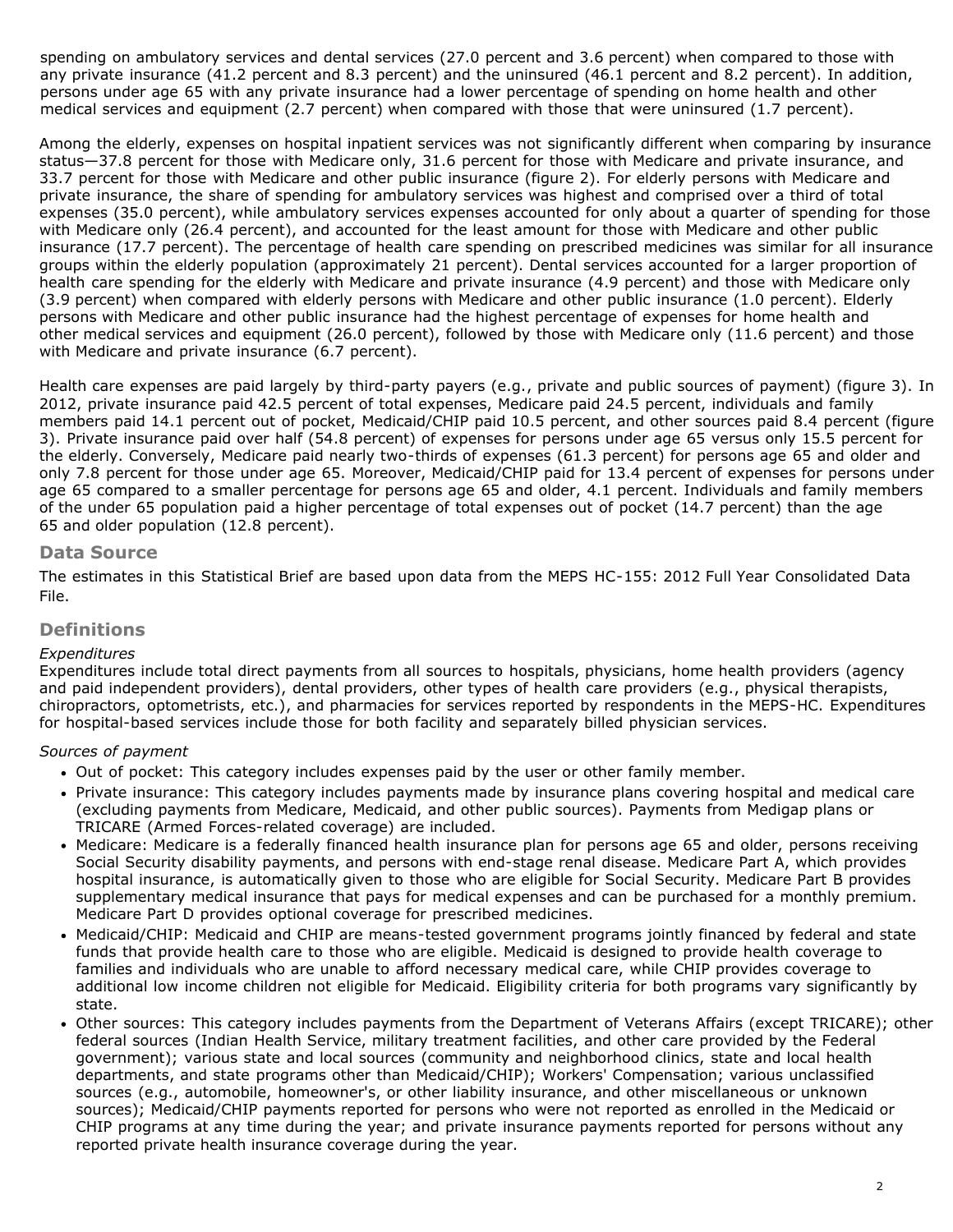spending on ambulatory services and dental services (27.0 percent and 3.6 percent) when compared to those with any private insurance (41.2 percent and 8.3 percent) and the uninsured (46.1 percent and 8.2 percent). In addition, persons under age 65 with any private insurance had a lower percentage of spending on home health and other medical services and equipment (2.7 percent) when compared with those that were uninsured (1.7 percent).

Among the elderly, expenses on hospital inpatient services was not significantly different when comparing by insurance status—37.8 percent for those with Medicare only, 31.6 percent for those with Medicare and private insurance, and 33.7 percent for those with Medicare and other public insurance (figure 2). For elderly persons with Medicare and private insurance, the share of spending for ambulatory services was highest and comprised over a third of total expenses (35.0 percent), while ambulatory services expenses accounted for only about a quarter of spending for those with Medicare only (26.4 percent), and accounted for the least amount for those with Medicare and other public insurance (17.7 percent). The percentage of health care spending on prescribed medicines was similar for all insurance groups within the elderly population (approximately 21 percent). Dental services accounted for a larger proportion of health care spending for the elderly with Medicare and private insurance (4.9 percent) and those with Medicare only (3.9 percent) when compared with elderly persons with Medicare and other public insurance (1.0 percent). Elderly persons with Medicare and other public insurance had the highest percentage of expenses for home health and other medical services and equipment (26.0 percent), followed by those with Medicare only (11.6 percent) and those with Medicare and private insurance (6.7 percent).

Health care expenses are paid largely by third-party payers (e.g., private and public sources of payment) (figure 3). In 2012, private insurance paid 42.5 percent of total expenses, Medicare paid 24.5 percent, individuals and family members paid 14.1 percent out of pocket, Medicaid/CHIP paid 10.5 percent, and other sources paid 8.4 percent (figure 3). Private insurance paid over half (54.8 percent) of expenses for persons under age 65 versus only 15.5 percent for the elderly. Conversely, Medicare paid nearly two-thirds of expenses (61.3 percent) for persons age 65 and older and only 7.8 percent for those under age 65. Moreover, Medicaid/CHIP paid for 13.4 percent of expenses for persons under age 65 compared to a smaller percentage for persons age 65 and older, 4.1 percent. Individuals and family members of the under 65 population paid a higher percentage of total expenses out of pocket (14.7 percent) than the age 65 and older population (12.8 percent).

## Data Source

The estimates in this Statistical Brief are based upon data from the MEPS HC-155: 2012 Full Year Consolidated Data File.

## Definitions

*Expenditures*

Expenditures include total direct payments from all sources to hospitals, physicians, home health providers (agency and paid independent providers), dental providers, other types of health care providers (e.g., physical therapists, chiropractors, optometrists, etc.), and pharmacies for services reported by respondents in the MEPS-HC. Expenditures for hospital-based services include those for both facility and separately billed physician services.

*Sources of payment*

- Out of pocket: This category includes expenses paid by the user or other family member.
- Private insurance: This category includes payments made by insurance plans covering hospital and medical care (excluding payments from Medicare, Medicaid, and other public sources). Payments from Medigap plans or TRICARE (Armed Forces-related coverage) are included.
- Medicare: Medicare is a federally financed health insurance plan for persons age 65 and older, persons receiving Social Security disability payments, and persons with end-stage renal disease. Medicare Part A, which provides hospital insurance, is automatically given to those who are eligible for Social Security. Medicare Part B provides supplementary medical insurance that pays for medical expenses and can be purchased for a monthly premium. Medicare Part D provides optional coverage for prescribed medicines.
- Medicaid/CHIP: Medicaid and CHIP are means-tested government programs jointly financed by federal and state funds that provide health care to those who are eligible. Medicaid is designed to provide health coverage to families and individuals who are unable to afford necessary medical care, while CHIP provides coverage to additional low income children not eligible for Medicaid. Eligibility criteria for both programs vary significantly by state.
- Other sources: This category includes payments from the Department of Veterans Affairs (except TRICARE); other federal sources (Indian Health Service, military treatment facilities, and other care provided by the Federal government); various state and local sources (community and neighborhood clinics, state and local health departments, and state programs other than Medicaid/CHIP); Workers' Compensation; various unclassified sources (e.g., automobile, homeowner's, or other liability insurance, and other miscellaneous or unknown sources); Medicaid/CHIP payments reported for persons who were not reported as enrolled in the Medicaid or CHIP programs at any time during the year; and private insurance payments reported for persons without any reported private health insurance coverage during the year.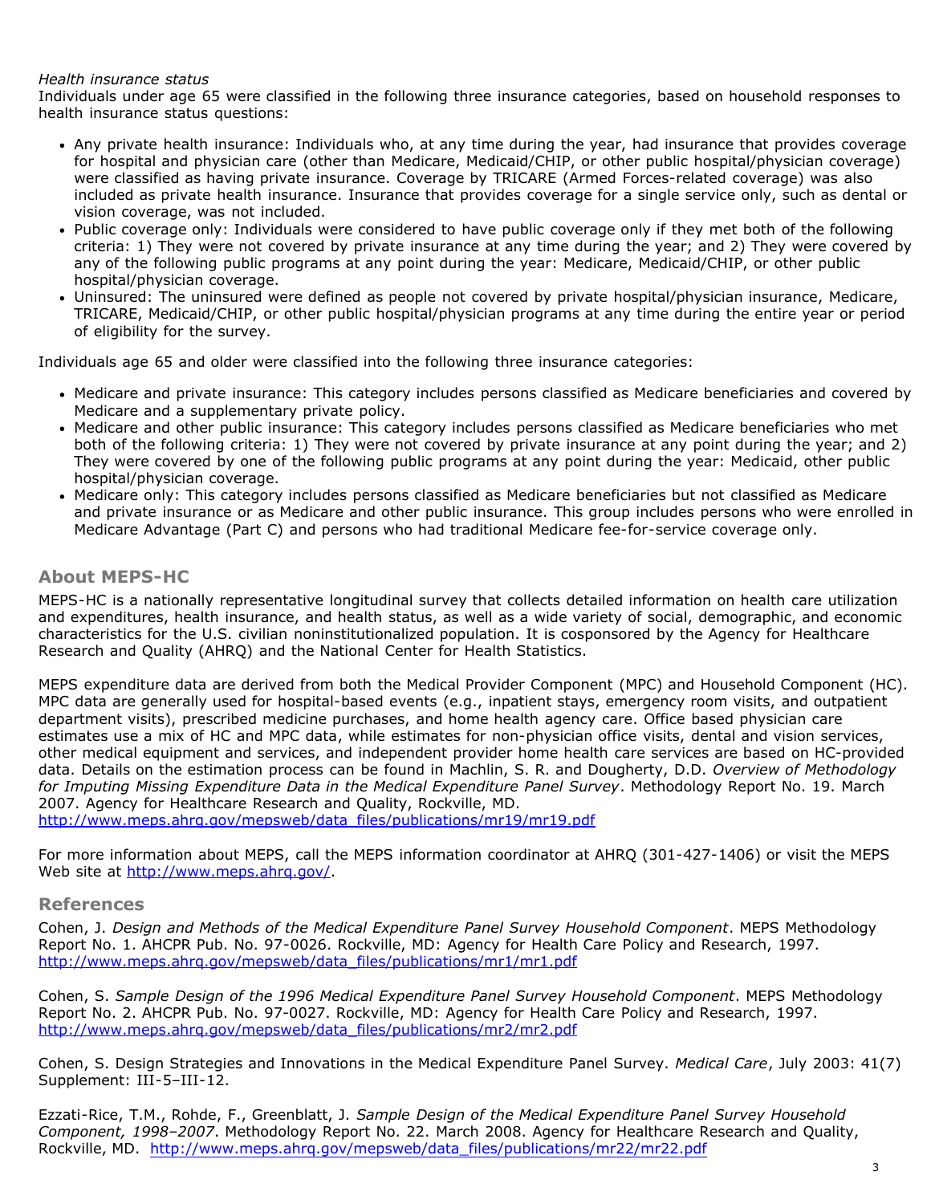*Health insurance status*
Individuals under age 65 were classified in the following three insurance categories, based on household responses to health insurance status questions:

- Any private health insurance: Individuals who, at any time during the year, had insurance that provides coverage for hospital and physician care (other than Medicare, Medicaid/CHIP, or other public hospital/physician coverage) were classified as having private insurance. Coverage by TRICARE (Armed Forces-related coverage) was also included as private health insurance. Insurance that provides coverage for a single service only, such as dental or vision coverage, was not included.
- Public coverage only: Individuals were considered to have public coverage only if they met both of the following criteria: 1) They were not covered by private insurance at any time during the year; and 2) They were covered by any of the following public programs at any point during the year: Medicare, Medicaid/CHIP, or other public hospital/physician coverage.
- Uninsured: The uninsured were defined as people not covered by private hospital/physician insurance, Medicare, TRICARE, Medicaid/CHIP, or other public hospital/physician programs at any time during the entire year or period of eligibility for the survey.

Individuals age 65 and older were classified into the following three insurance categories:

- Medicare and private insurance: This category includes persons classified as Medicare beneficiaries and covered by Medicare and a supplementary private policy.
- Medicare and other public insurance: This category includes persons classified as Medicare beneficiaries who met both of the following criteria: 1) They were not covered by private insurance at any point during the year; and 2) They were covered by one of the following public programs at any point during the year: Medicaid, other public hospital/physician coverage.
- Medicare only: This category includes persons classified as Medicare beneficiaries but not classified as Medicare and private insurance or as Medicare and other public insurance. This group includes persons who were enrolled in Medicare Advantage (Part C) and persons who had traditional Medicare fee-for-service coverage only.

## About MEPS-HC

MEPS-HC is a nationally representative longitudinal survey that collects detailed information on health care utilization and expenditures, health insurance, and health status, as well as a wide variety of social, demographic, and economic characteristics for the U.S. civilian noninstitutionalized population. It is cosponsored by the Agency for Healthcare Research and Quality (AHRQ) and the National Center for Health Statistics.

MEPS expenditure data are derived from both the Medical Provider Component (MPC) and Household Component (HC). MPC data are generally used for hospital-based events (e.g., inpatient stays, emergency room visits, and outpatient department visits), prescribed medicine purchases, and home health agency care. Office based physician care estimates use a mix of HC and MPC data, while estimates for non-physician office visits, dental and vision services, other medical equipment and services, and independent provider home health care services are based on HC-provided data. Details on the estimation process can be found in Machlin, S. R. and Dougherty, D.D. *Overview of Methodology for Imputing Missing Expenditure Data in the Medical Expenditure Panel Survey*. Methodology Report No. 19. March 2007. Agency for Healthcare Research and Quality, Rockville, MD.
http://www.meps.ahrq.gov/mepsweb/data_files/publications/mr19/mr19.pdf

For more information about MEPS, call the MEPS information coordinator at AHRQ (301-427-1406) or visit the MEPS Web site at http://www.meps.ahrq.gov/.

## References

Cohen, J. *Design and Methods of the Medical Expenditure Panel Survey Household Component*. MEPS Methodology Report No. 1. AHCPR Pub. No. 97-0026. Rockville, MD: Agency for Health Care Policy and Research, 1997.
http://www.meps.ahrq.gov/mepsweb/data_files/publications/mr1/mr1.pdf

Cohen, S. *Sample Design of the 1996 Medical Expenditure Panel Survey Household Component*. MEPS Methodology Report No. 2. AHCPR Pub. No. 97-0027. Rockville, MD: Agency for Health Care Policy and Research, 1997.
http://www.meps.ahrq.gov/mepsweb/data_files/publications/mr2/mr2.pdf

Cohen, S. Design Strategies and Innovations in the Medical Expenditure Panel Survey. *Medical Care*, July 2003: 41(7) Supplement: III-5–III-12.

Ezzati-Rice, T.M., Rohde, F., Greenblatt, J. *Sample Design of the Medical Expenditure Panel Survey Household Component, 1998–2007*. Methodology Report No. 22. March 2008. Agency for Healthcare Research and Quality, Rockville, MD. http://www.meps.ahrq.gov/mepsweb/data_files/publications/mr22/mr22.pdf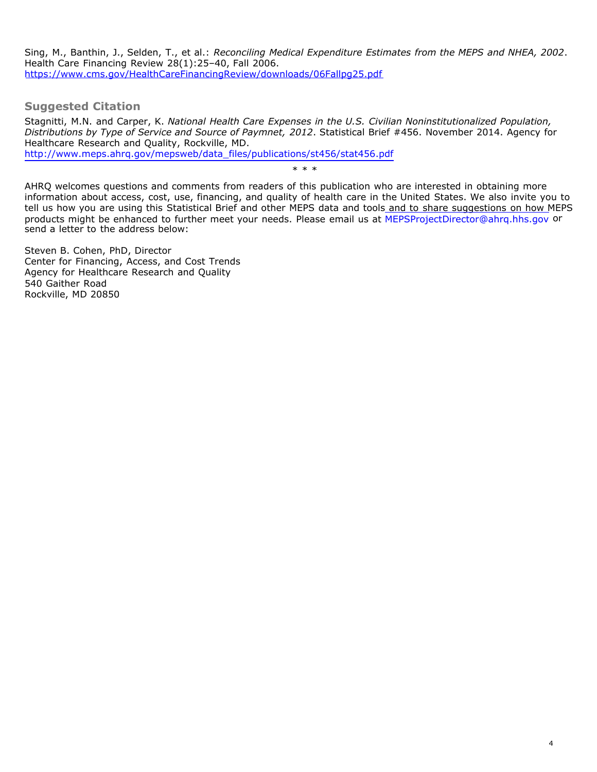Sing, M., Banthin, J., Selden, T., et al.: *Reconciling Medical Expenditure Estimates from the MEPS and NHEA, 2002*. Health Care Financing Review 28(1):25–40, Fall 2006.
https://www.cms.gov/HealthCareFinancingReview/downloads/06Fallpg25.pdf

## Suggested Citation

Stagnitti, M.N. and Carper, K. *National Health Care Expenses in the U.S. Civilian Noninstitutionalized Population, Distributions by Type of Service and Source of Paymnet, 2012*. Statistical Brief #456. November 2014. Agency for Healthcare Research and Quality, Rockville, MD.
http://www.meps.ahrq.gov/mepsweb/data_files/publications/st456/stat456.pdf

\* \* \*

AHRQ welcomes questions and comments from readers of this publication who are interested in obtaining more information about access, cost, use, financing, and quality of health care in the United States. We also invite you to tell us how you are using this Statistical Brief and other MEPS data and tools and to share suggestions on how MEPS products might be enhanced to further meet your needs. Please email us at MEPSProjectDirector@ahrq.hhs.gov or send a letter to the address below:

Steven B. Cohen, PhD, Director
Center for Financing, Access, and Cost Trends
Agency for Healthcare Research and Quality
540 Gaither Road
Rockville, MD 20850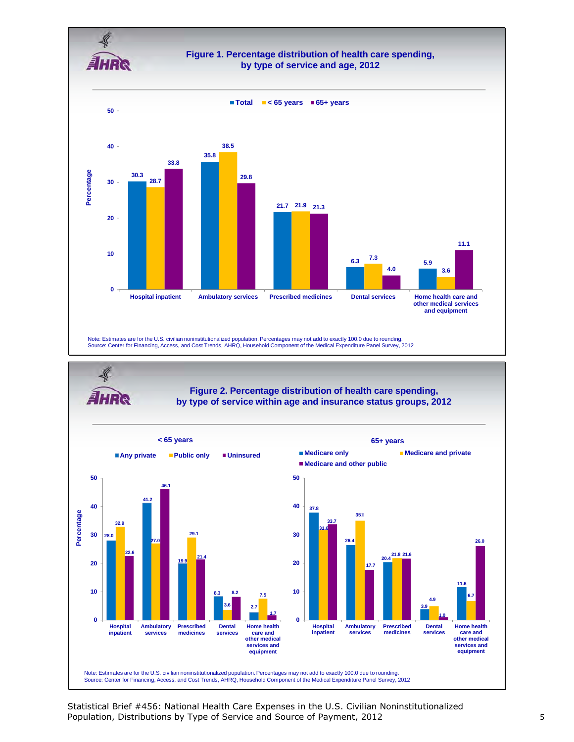## Figure 1. Percentage distribution of health care spending, by type of service and age, 2012

| Type of service | Total | < 65 years | 65+ years |
|---|---|---|---|
| Hospital inpatient | 30.3 | 28.7 | 33.8 |
| Ambulatory services | 35.8 | 38.5 | 29.8 |
| Prescribed medicines | 21.7 | 21.9 | 21.3 |
| Dental services | 6.3 | 7.3 | 4.0 |
| Home health care and other medical services and equipment | 5.9 | 3.6 | 11.1 |

Note: Estimates are for the U.S. civilian noninstitutionalized population. Percentages may not add to exactly 100.0 due to rounding.
Source: Center for Financing, Access, and Cost Trends, AHRQ, Household Component of the Medical Expenditure Panel Survey, 2012

## Figure 2. Percentage distribution of health care spending, by type of service within age and insurance status groups, 2012

**< 65 years**

| Type of service | Any private | Public only | Uninsured |
|---|---|---|---|
| Hospital inpatient | 28.0 | 32.9 | 22.6 |
| Ambulatory services | 41.2 | 27.0 | 46.1 |
| Prescribed medicines | 19.9 | 29.1 | 21.4 |
| Dental services | 8.3 | 3.6 | 8.2 |
| Home health care and other medical services and equipment | 2.7 | 7.5 | 1.7 |

**65+ years**

| Type of service | Medicare only | Medicare and private | Medicare and other public |
|---|---|---|---|
| Hospital inpatient | 37.8 | 31.6 | 33.7 |
| Ambulatory services | 26.4 | 35 | 17.7 |
| Prescribed medicines | 20.4 | 21.8 | 21.6 |
| Dental services | 3.9 | 4.9 | 1.0 |
| Home health care and other medical services and equipment | 11.6 | 6.7 | 26.0 |

Note: Estimates are for the U.S. civilian noninstitutionalized population. Percentages may not add to exactly 100.0 due to rounding.
Source: Center for Financing, Access, and Cost Trends, AHRQ, Household Component of the Medical Expenditure Panel Survey, 2012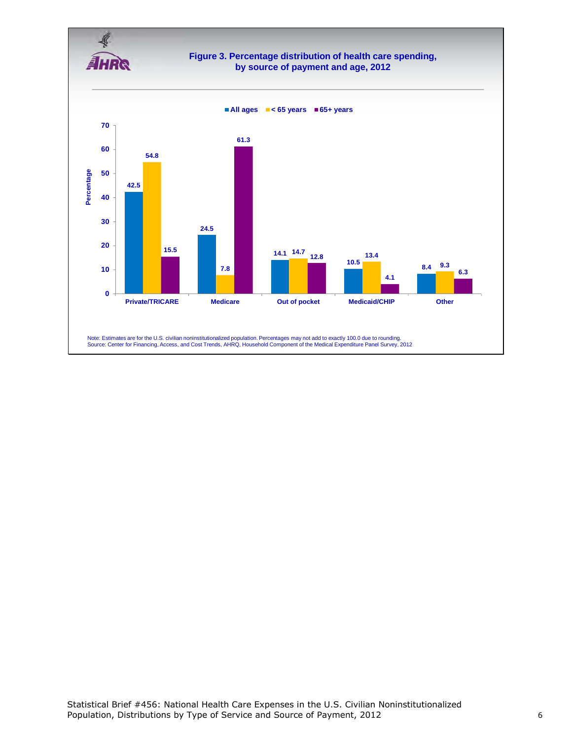**Figure 3. Percentage distribution of health care spending, by source of payment and age, 2012**

All ages
< 65 years
65+ years

Percentage

70
60
50
40
30
20
10
0

Private/TRICARE: 42.5, 54.8, 15.5

Medicare: 24.5, 7.8, 61.3

Out of pocket: 14.1, 14.7, 12.8

Medicaid/CHIP: 10.5, 13.4, 4.1

Other: 8.4, 9.3, 6.3

Note: Estimates are for the U.S. civilian noninstitutionalized population. Percentages may not add to exactly 100.0 due to rounding.
Source: Center for Financing, Access, and Cost Trends, AHRQ, Household Component of the Medical Expenditure Panel Survey, 2012